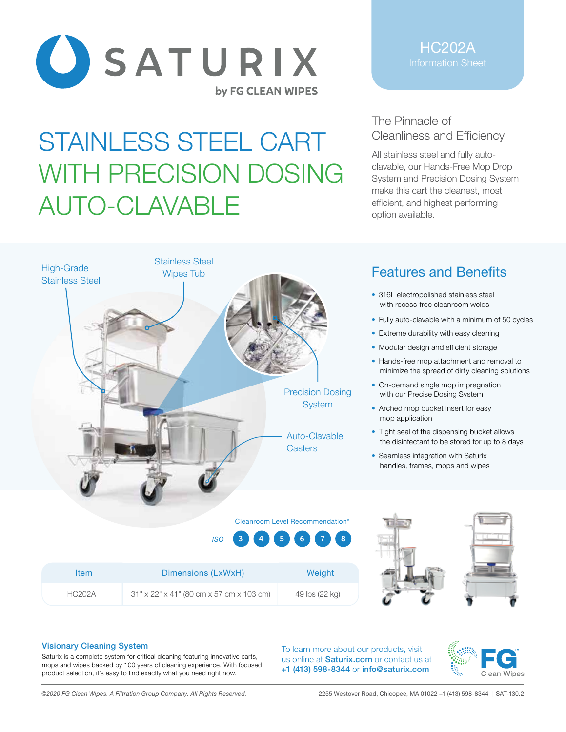# SATURIX

by FG CLEAN WIPES

**HC202A**
Information Sheet

# STAINLESS STEEL CART WITH PRECISION DOSING AUTO-CLAVABLE

## The Pinnacle of Cleanliness and Efficiency

All stainless steel and fully auto-clavable, our Hands-Free Mop Drop System and Precision Dosing System make this cart the cleanest, most efficient, and highest performing option available.

High-Grade Stainless Steel

Stainless Steel Wipes Tub

Precision Dosing System

Auto-Clavable Casters

## Features and Benefits

- 316L electropolished stainless steel with recess-free cleanroom welds
- Fully auto-clavable with a minimum of 50 cycles
- Extreme durability with easy cleaning
- Modular design and efficient storage
- Hands-free mop attachment and removal to minimize the spread of dirty cleaning solutions
- On-demand single mop impregnation with our Precise Dosing System
- Arched mop bucket insert for easy mop application
- Tight seal of the dispensing bucket allows the disinfectant to be stored for up to 8 days
- Seamless integration with Saturix handles, frames, mops and wipes

Cleanroom Level Recommendation*

ISO 3 4 5 6 7 8

| Item | Dimensions (LxWxH) | Weight |
|---|---|---|
| HC202A | 31" x 22" x 41" (80 cm x 57 cm x 103 cm) | 49 lbs (22 kg) |

### Visionary Cleaning System

Saturix is a complete system for critical cleaning featuring innovative carts, mops and wipes backed by 100 years of cleaning experience. With focused product selection, it's easy to find exactly what you need right now.

To learn more about our products, visit us online at **Saturix.com** or contact us at **+1 (413) 598-8344** or **info@saturix.com**

FG Clean Wipes

*©2020 FG Clean Wipes. A Filtration Group Company. All Rights Reserved.*

2255 Westover Road, Chicopee, MA 01022 +1 (413) 598-8344 | SAT-130.2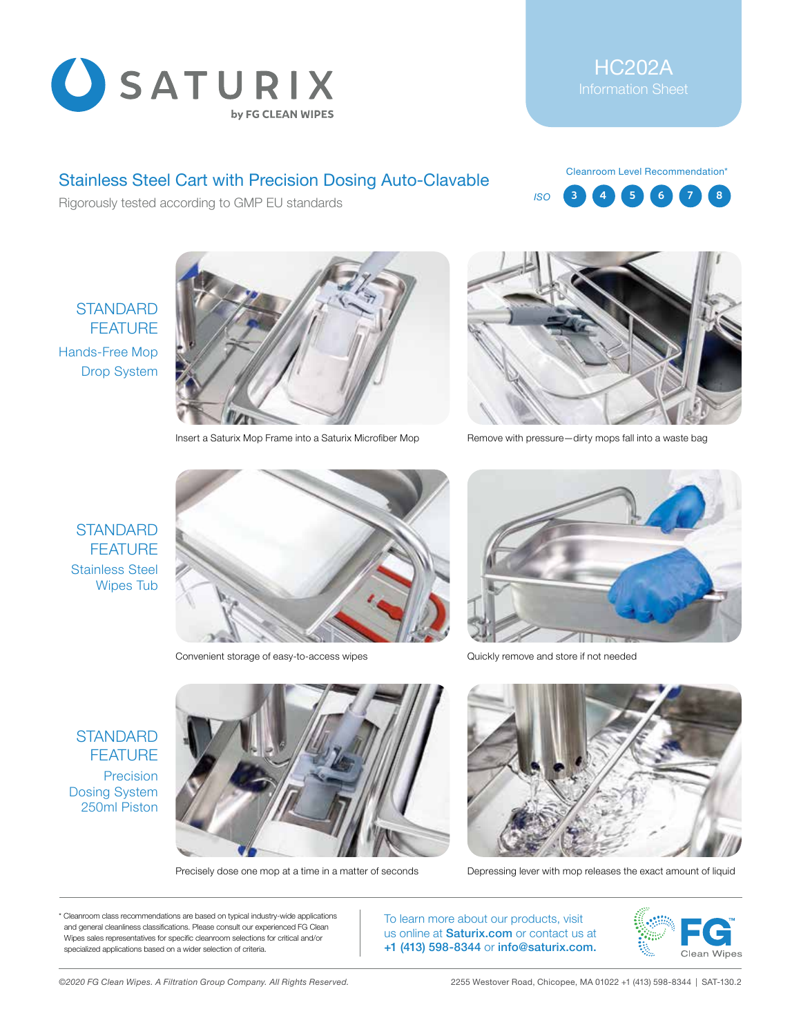SATURIX
by FG CLEAN WIPES

HC202A
Information Sheet

## Stainless Steel Cart with Precision Dosing Auto-Clavable

Rigorously tested according to GMP EU standards

Cleanroom Level Recommendation*

ISO 3 4 5 6 7 8

### STANDARD FEATURE
#### Hands-Free Mop Drop System

Insert a Saturix Mop Frame into a Saturix Microfiber Mop

Remove with pressure—dirty mops fall into a waste bag

### STANDARD FEATURE
#### Stainless Steel Wipes Tub

Convenient storage of easy-to-access wipes

Quickly remove and store if not needed

### STANDARD FEATURE
#### Precision Dosing System 250ml Piston

Precisely dose one mop at a time in a matter of seconds

Depressing lever with mop releases the exact amount of liquid

---

* Cleanroom class recommendations are based on typical industry-wide applications and general cleanliness classifications. Please consult our experienced FG Clean Wipes sales representatives for specific cleanroom selections for critical and/or specialized applications based on a wider selection of criteria.

To learn more about our products, visit us online at **Saturix.com** or contact us at **+1 (413) 598-8344** or **info@saturix.com.**

FG™ Clean Wipes

*©2020 FG Clean Wipes. A Filtration Group Company. All Rights Reserved.*

2255 Westover Road, Chicopee, MA 01022 +1 (413) 598-8344 | SAT-130.2